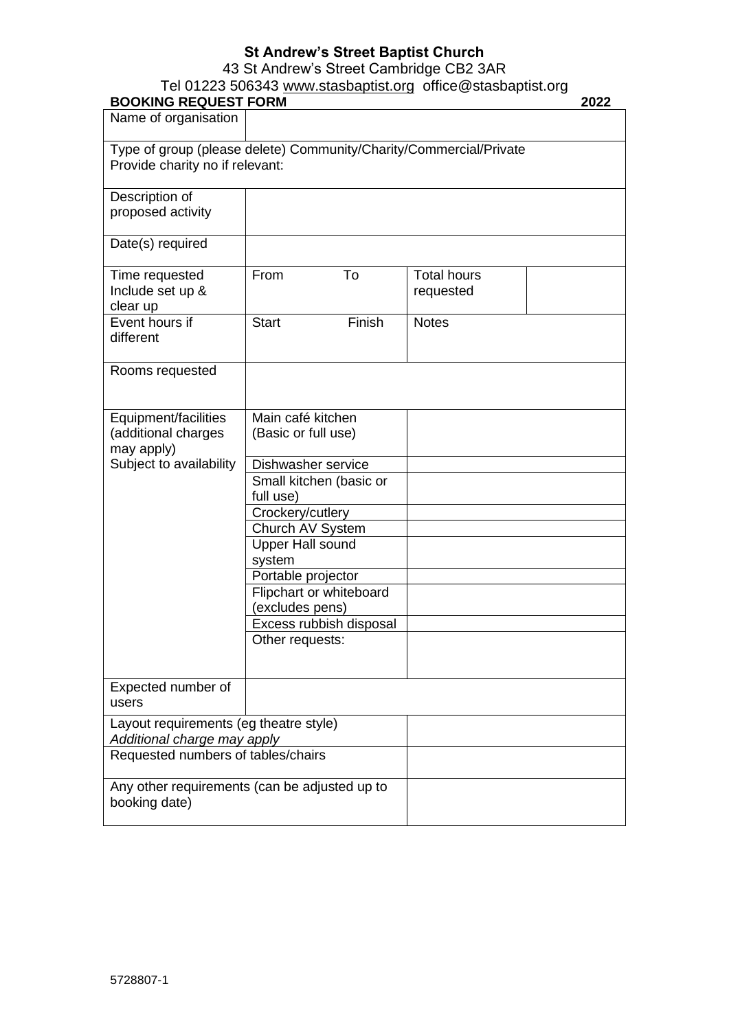# St Andrew's Street Baptist Church

43 St Andrew's Street Cambridge CB2 3AR

Tel 01223 506343 www.stasbaptist.org office@stasbaptist.org

**BOOKING REQUEST FORM** **2022**

| | | | | |
|---|---|---|---|---|
| Name of organisation | | | | |
| Type of group (please delete) Community/Charity/Commercial/Private<br>Provide charity no if relevant: | | | | |
| Description of proposed activity | | | | |
| Date(s) required | | | | |
| Time requested Include set up & clear up | From | To | Total hours requested | |
| Event hours if different | Start | Finish | Notes | |
| Rooms requested | | | | |
| Equipment/facilities (additional charges may apply) Subject to availability | Main café kitchen (Basic or full use) | | | |
| | Dishwasher service | | | |
| | Small kitchen (basic or full use) | | | |
| | Crockery/cutlery | | | |
| | Church AV System | | | |
| | Upper Hall sound system | | | |
| | Portable projector | | | |
| | Flipchart or whiteboard (excludes pens) | | | |
| | Excess rubbish disposal | | | |
| | Other requests: | | | |
| Expected number of users | | | | |
| Layout requirements (eg theatre style) *Additional charge may apply* | | | | |
| Requested numbers of tables/chairs | | | | |
| Any other requirements (can be adjusted up to booking date) | | | | |

5728807-1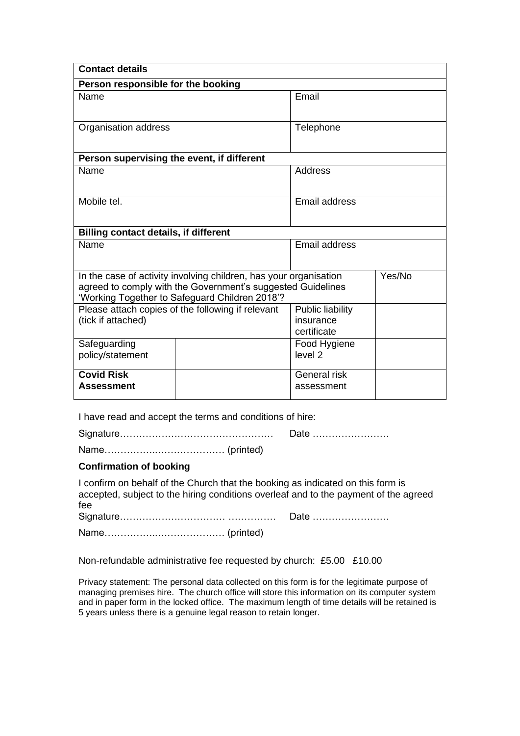| Contact details | | | |
|---|---|---|---|
| **Person responsible for the booking** | | | |
| Name | | Email | |
| Organisation address | | Telephone | |
| **Person supervising the event, if different** | | | |
| Name | | Address | |
| Mobile tel. | | Email address | |
| **Billing contact details, if different** | | | |
| Name | | Email address | |
| In the case of activity involving children, has your organisation agreed to comply with the Government's suggested Guidelines 'Working Together to Safeguard Children 2018'? | | | Yes/No |
| Please attach copies of the following if relevant (tick if attached) | | Public liability insurance certificate | |
| Safeguarding policy/statement | | Food Hygiene level 2 | |
| **Covid Risk Assessment** | | General risk assessment | |

I have read and accept the terms and conditions of hire:

Signature………………………………………… Date ……………………

Name……………..………………… (printed)

**Confirmation of booking**

I confirm on behalf of the Church that the booking as indicated on this form is accepted, subject to the hiring conditions overleaf and to the payment of the agreed fee

Signature…………………………… …………… Date ……………………

Name……………..………………… (printed)

Non-refundable administrative fee requested by church: £5.00 £10.00

Privacy statement: The personal data collected on this form is for the legitimate purpose of managing premises hire. The church office will store this information on its computer system and in paper form in the locked office. The maximum length of time details will be retained is 5 years unless there is a genuine legal reason to retain longer.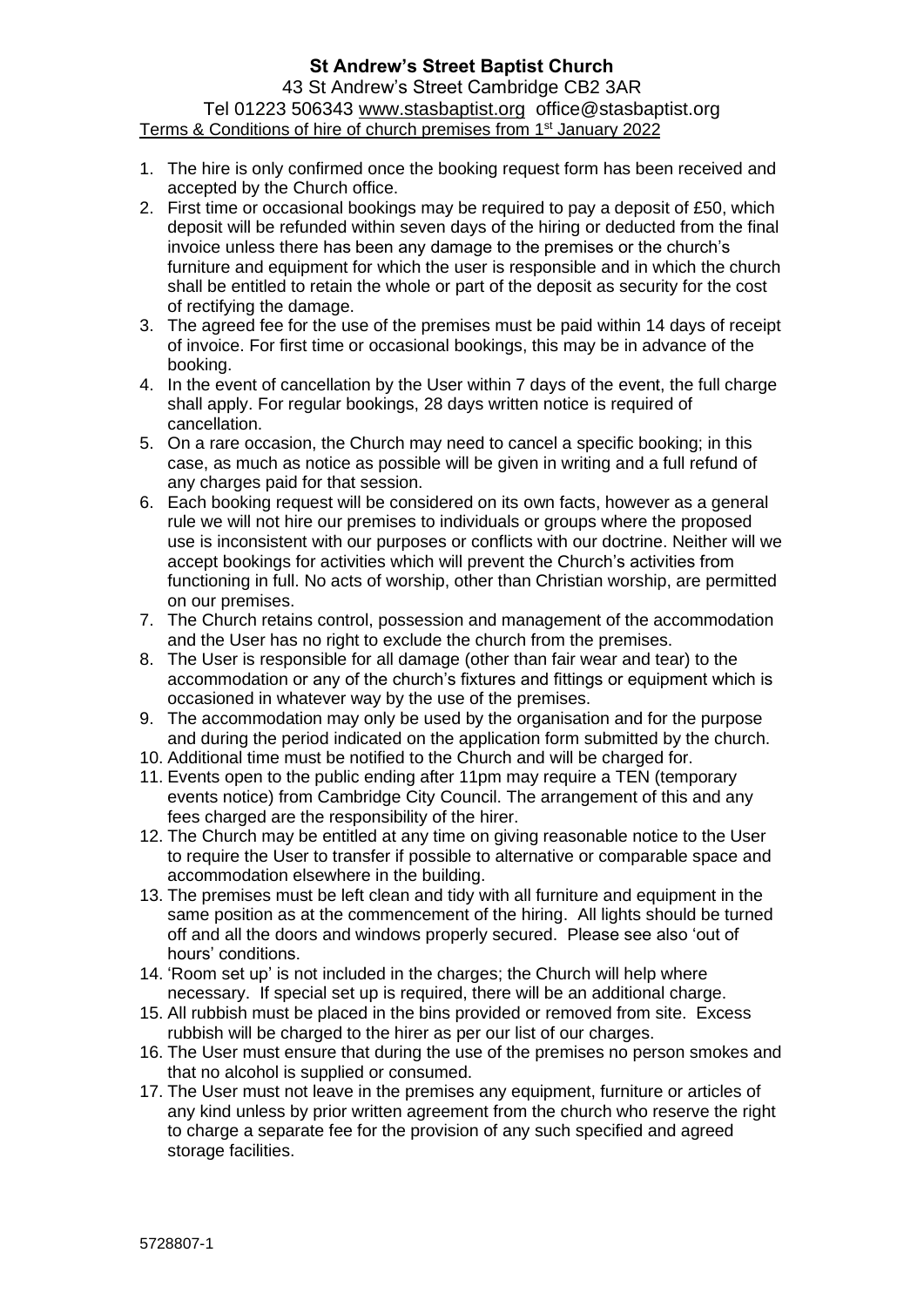**St Andrew's Street Baptist Church**

43 St Andrew's Street Cambridge CB2 3AR

Tel 01223 506343 www.stasbaptist.org office@stasbaptist.org

Terms & Conditions of hire of church premises from 1st January 2022

1. The hire is only confirmed once the booking request form has been received and accepted by the Church office.
2. First time or occasional bookings may be required to pay a deposit of £50, which deposit will be refunded within seven days of the hiring or deducted from the final invoice unless there has been any damage to the premises or the church's furniture and equipment for which the user is responsible and in which the church shall be entitled to retain the whole or part of the deposit as security for the cost of rectifying the damage.
3. The agreed fee for the use of the premises must be paid within 14 days of receipt of invoice. For first time or occasional bookings, this may be in advance of the booking.
4. In the event of cancellation by the User within 7 days of the event, the full charge shall apply. For regular bookings, 28 days written notice is required of cancellation.
5. On a rare occasion, the Church may need to cancel a specific booking; in this case, as much as notice as possible will be given in writing and a full refund of any charges paid for that session.
6. Each booking request will be considered on its own facts, however as a general rule we will not hire our premises to individuals or groups where the proposed use is inconsistent with our purposes or conflicts with our doctrine. Neither will we accept bookings for activities which will prevent the Church's activities from functioning in full. No acts of worship, other than Christian worship, are permitted on our premises.
7. The Church retains control, possession and management of the accommodation and the User has no right to exclude the church from the premises.
8. The User is responsible for all damage (other than fair wear and tear) to the accommodation or any of the church's fixtures and fittings or equipment which is occasioned in whatever way by the use of the premises.
9. The accommodation may only be used by the organisation and for the purpose and during the period indicated on the application form submitted by the church.
10. Additional time must be notified to the Church and will be charged for.
11. Events open to the public ending after 11pm may require a TEN (temporary events notice) from Cambridge City Council. The arrangement of this and any fees charged are the responsibility of the hirer.
12. The Church may be entitled at any time on giving reasonable notice to the User to require the User to transfer if possible to alternative or comparable space and accommodation elsewhere in the building.
13. The premises must be left clean and tidy with all furniture and equipment in the same position as at the commencement of the hiring. All lights should be turned off and all the doors and windows properly secured. Please see also 'out of hours' conditions.
14. 'Room set up' is not included in the charges; the Church will help where necessary. If special set up is required, there will be an additional charge.
15. All rubbish must be placed in the bins provided or removed from site. Excess rubbish will be charged to the hirer as per our list of our charges.
16. The User must ensure that during the use of the premises no person smokes and that no alcohol is supplied or consumed.
17. The User must not leave in the premises any equipment, furniture or articles of any kind unless by prior written agreement from the church who reserve the right to charge a separate fee for the provision of any such specified and agreed storage facilities.

5728807-1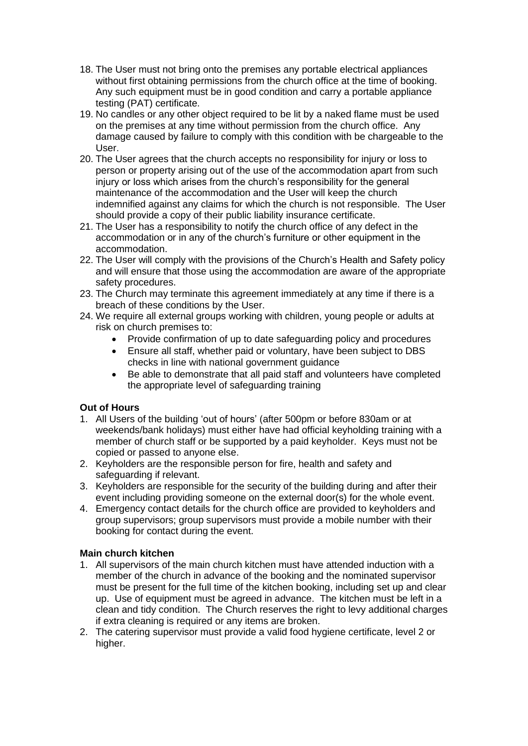18. The User must not bring onto the premises any portable electrical appliances without first obtaining permissions from the church office at the time of booking. Any such equipment must be in good condition and carry a portable appliance testing (PAT) certificate.
19. No candles or any other object required to be lit by a naked flame must be used on the premises at any time without permission from the church office. Any damage caused by failure to comply with this condition with be chargeable to the User.
20. The User agrees that the church accepts no responsibility for injury or loss to person or property arising out of the use of the accommodation apart from such injury or loss which arises from the church's responsibility for the general maintenance of the accommodation and the User will keep the church indemnified against any claims for which the church is not responsible. The User should provide a copy of their public liability insurance certificate.
21. The User has a responsibility to notify the church office of any defect in the accommodation or in any of the church's furniture or other equipment in the accommodation.
22. The User will comply with the provisions of the Church's Health and Safety policy and will ensure that those using the accommodation are aware of the appropriate safety procedures.
23. The Church may terminate this agreement immediately at any time if there is a breach of these conditions by the User.
24. We require all external groups working with children, young people or adults at risk on church premises to:
    - Provide confirmation of up to date safeguarding policy and procedures
    - Ensure all staff, whether paid or voluntary, have been subject to DBS checks in line with national government guidance
    - Be able to demonstrate that all paid staff and volunteers have completed the appropriate level of safeguarding training

**Out of Hours**

1. All Users of the building 'out of hours' (after 500pm or before 830am or at weekends/bank holidays) must either have had official keyholding training with a member of church staff or be supported by a paid keyholder. Keys must not be copied or passed to anyone else.
2. Keyholders are the responsible person for fire, health and safety and safeguarding if relevant.
3. Keyholders are responsible for the security of the building during and after their event including providing someone on the external door(s) for the whole event.
4. Emergency contact details for the church office are provided to keyholders and group supervisors; group supervisors must provide a mobile number with their booking for contact during the event.

**Main church kitchen**

1. All supervisors of the main church kitchen must have attended induction with a member of the church in advance of the booking and the nominated supervisor must be present for the full time of the kitchen booking, including set up and clear up. Use of equipment must be agreed in advance. The kitchen must be left in a clean and tidy condition. The Church reserves the right to levy additional charges if extra cleaning is required or any items are broken.
2. The catering supervisor must provide a valid food hygiene certificate, level 2 or higher.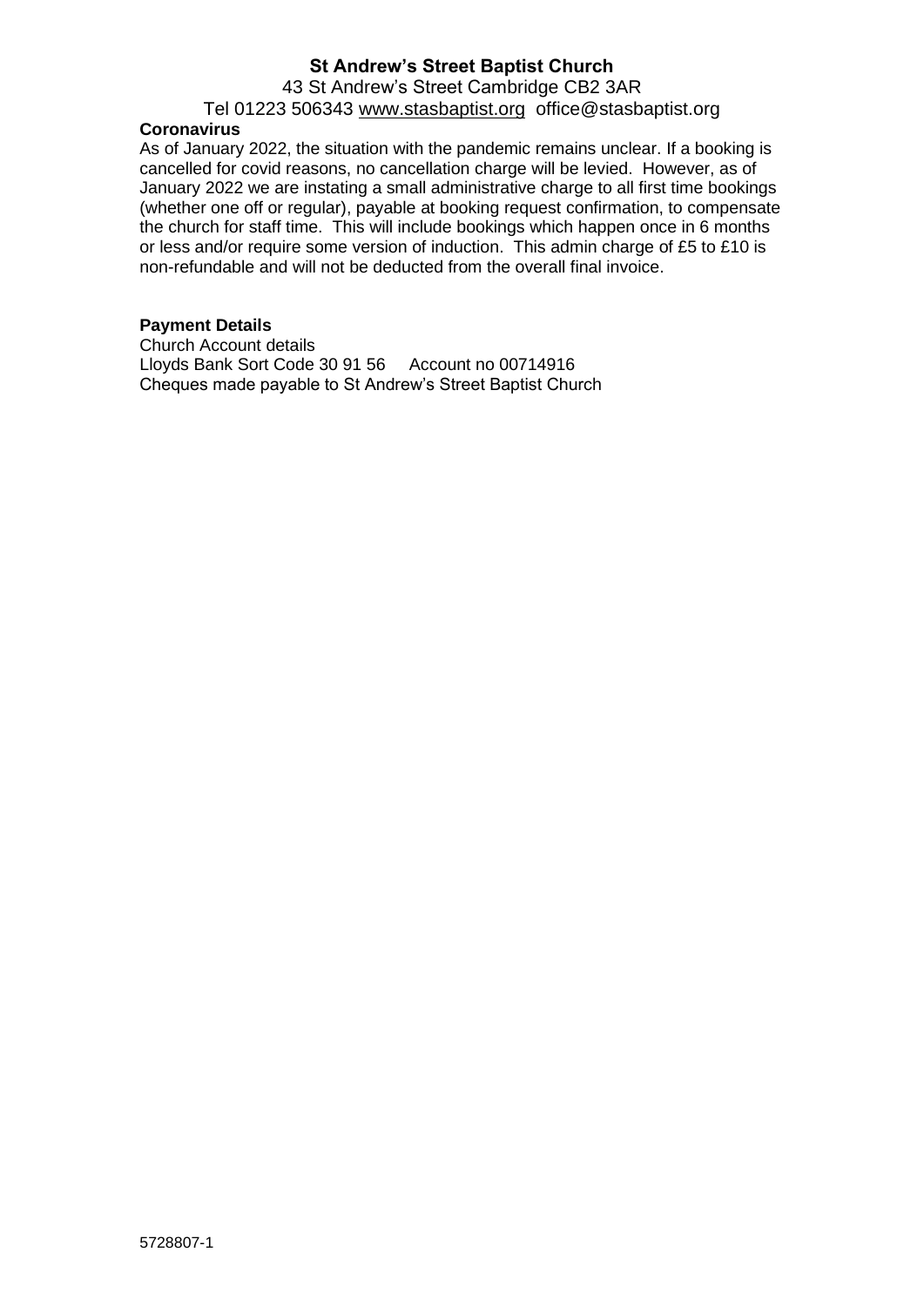**St Andrew's Street Baptist Church**

43 St Andrew's Street Cambridge CB2 3AR

Tel 01223 506343 www.stasbaptist.org office@stasbaptist.org

**Coronavirus**

As of January 2022, the situation with the pandemic remains unclear. If a booking is cancelled for covid reasons, no cancellation charge will be levied. However, as of January 2022 we are instating a small administrative charge to all first time bookings (whether one off or regular), payable at booking request confirmation, to compensate the church for staff time. This will include bookings which happen once in 6 months or less and/or require some version of induction. This admin charge of £5 to £10 is non-refundable and will not be deducted from the overall final invoice.

**Payment Details**

Church Account details

Lloyds Bank Sort Code 30 91 56 Account no 00714916

Cheques made payable to St Andrew's Street Baptist Church

5728807-1